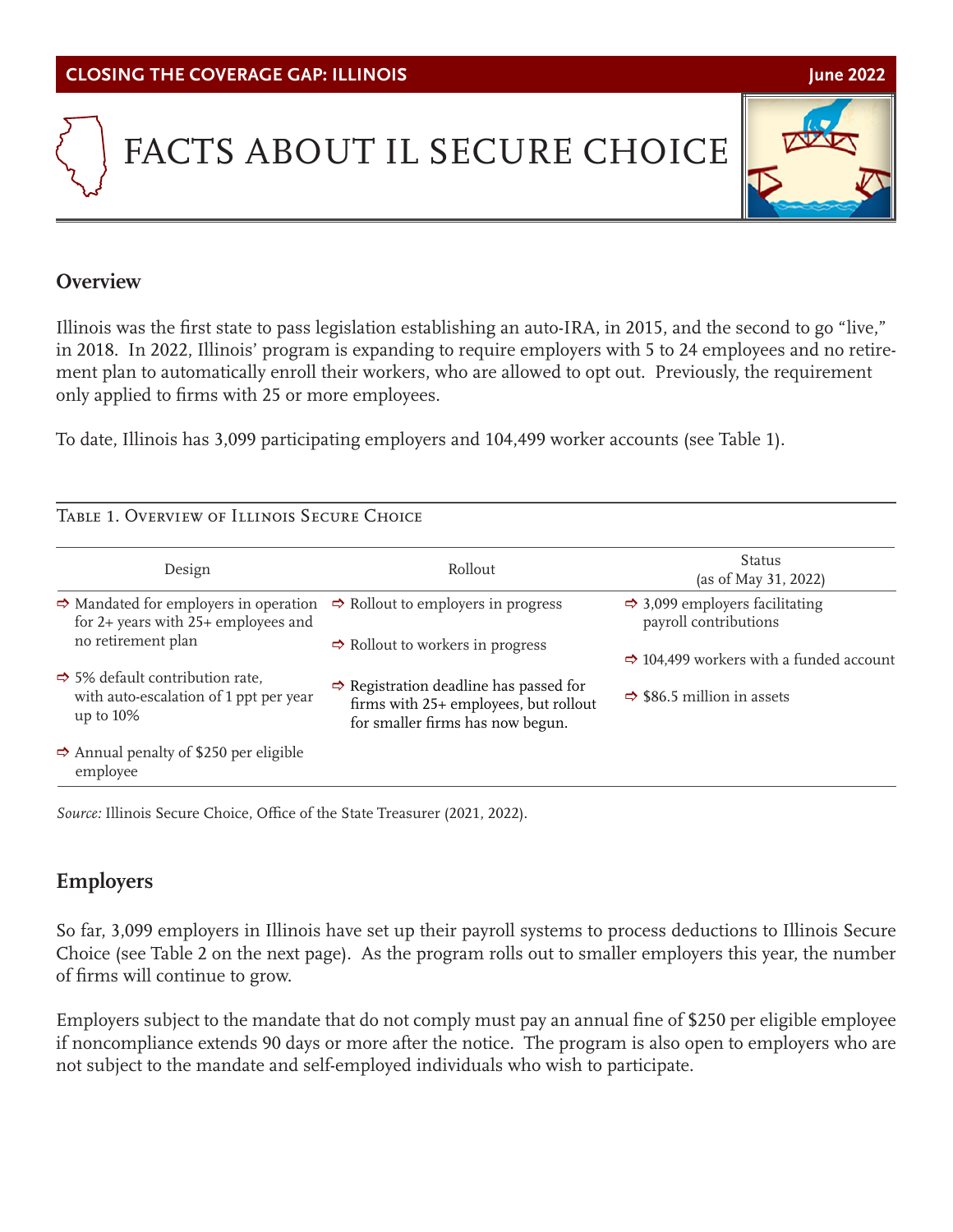CLOSING THE COVERAGE GAP: ILLINOIS — June 2022

# FACTS ABOUT IL SECURE CHOICE

## Overview

Illinois was the first state to pass legislation establishing an auto-IRA, in 2015, and the second to go "live," in 2018. In 2022, Illinois' program is expanding to require employers with 5 to 24 employees and no retirement plan to automatically enroll their workers, who are allowed to opt out. Previously, the requirement only applied to firms with 25 or more employees.

To date, Illinois has 3,099 participating employers and 104,499 worker accounts (see Table 1).

Table 1. Overview of Illinois Secure Choice

| Design | Rollout | Status (as of May 31, 2022) |
|---|---|---|
| ⇨ Mandated for employers in operation for 2+ years with 25+ employees and no retirement plan<br>⇨ 5% default contribution rate, with auto-escalation of 1 ppt per year up to 10%<br>⇨ Annual penalty of $250 per eligible employee | ⇨ Rollout to employers in progress<br>⇨ Rollout to workers in progress<br>⇨ Registration deadline has passed for firms with 25+ employees, but rollout for smaller firms has now begun. | ⇨ 3,099 employers facilitating payroll contributions<br>⇨ 104,499 workers with a funded account<br>⇨ $86.5 million in assets |

*Source:* Illinois Secure Choice, Office of the State Treasurer (2021, 2022).

## Employers

So far, 3,099 employers in Illinois have set up their payroll systems to process deductions to Illinois Secure Choice (see Table 2 on the next page). As the program rolls out to smaller employers this year, the number of firms will continue to grow.

Employers subject to the mandate that do not comply must pay an annual fine of $250 per eligible employee if noncompliance extends 90 days or more after the notice. The program is also open to employers who are not subject to the mandate and self-employed individuals who wish to participate.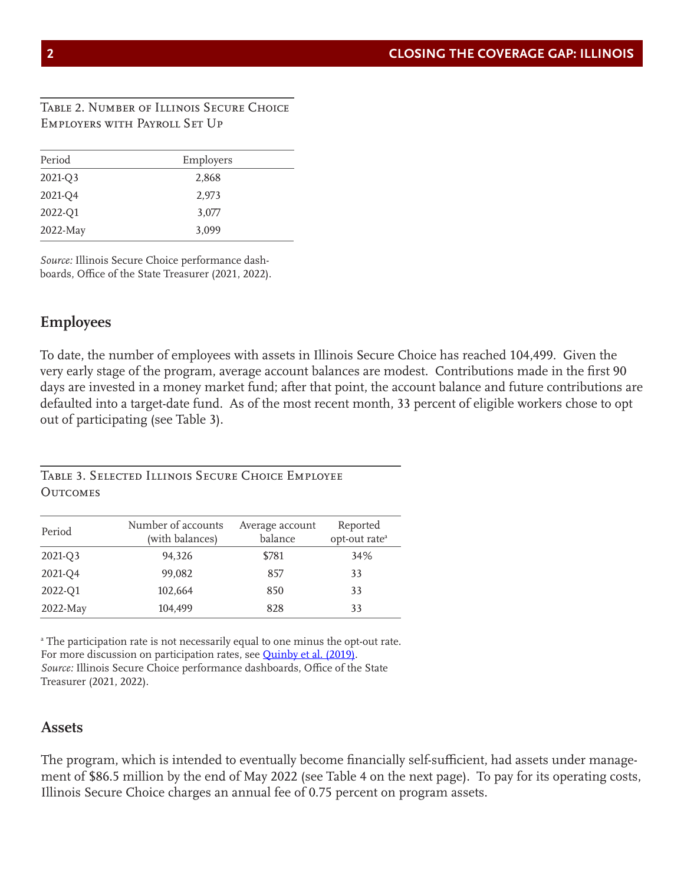Table 2. Number of Illinois Secure Choice Employers with Payroll Set Up

| Period | Employers |
|---|---|
| 2021-Q3 | 2,868 |
| 2021-Q4 | 2,973 |
| 2022-Q1 | 3,077 |
| 2022-May | 3,099 |

*Source:* Illinois Secure Choice performance dashboards, Office of the State Treasurer (2021, 2022).

## Employees

To date, the number of employees with assets in Illinois Secure Choice has reached 104,499. Given the very early stage of the program, average account balances are modest. Contributions made in the first 90 days are invested in a money market fund; after that point, the account balance and future contributions are defaulted into a target-date fund. As of the most recent month, 33 percent of eligible workers chose to opt out of participating (see Table 3).

Table 3. Selected Illinois Secure Choice Employee Outcomes

| Period | Number of accounts (with balances) | Average account balance | Reported opt-out rate[a] |
|---|---|---|---|
| 2021-Q3 | 94,326 | $781 | 34% |
| 2021-Q4 | 99,082 | 857 | 33 |
| 2022-Q1 | 102,664 | 850 | 33 |
| 2022-May | 104,499 | 828 | 33 |

[a] The participation rate is not necessarily equal to one minus the opt-out rate. For more discussion on participation rates, see Quinby et al. (2019).
*Source:* Illinois Secure Choice performance dashboards, Office of the State Treasurer (2021, 2022).

## Assets

The program, which is intended to eventually become financially self-sufficient, had assets under management of $86.5 million by the end of May 2022 (see Table 4 on the next page). To pay for its operating costs, Illinois Secure Choice charges an annual fee of 0.75 percent on program assets.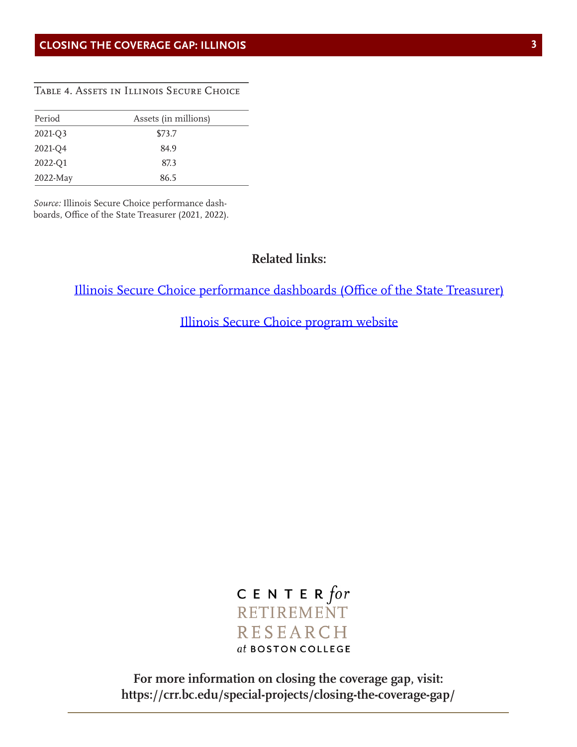Table 4. Assets in Illinois Secure Choice

| Period | Assets (in millions) |
|---|---|
| 2021-Q3 | $73.7 |
| 2021-Q4 | 84.9 |
| 2022-Q1 | 87.3 |
| 2022-May | 86.5 |

*Source:* Illinois Secure Choice performance dashboards, Office of the State Treasurer (2021, 2022).

**Related links:**

Illinois Secure Choice performance dashboards (Office of the State Treasurer)

Illinois Secure Choice program website

CENTER *for* RETIREMENT RESEARCH *at* BOSTON COLLEGE

**For more information on closing the coverage gap, visit: https://crr.bc.edu/special-projects/closing-the-coverage-gap/**